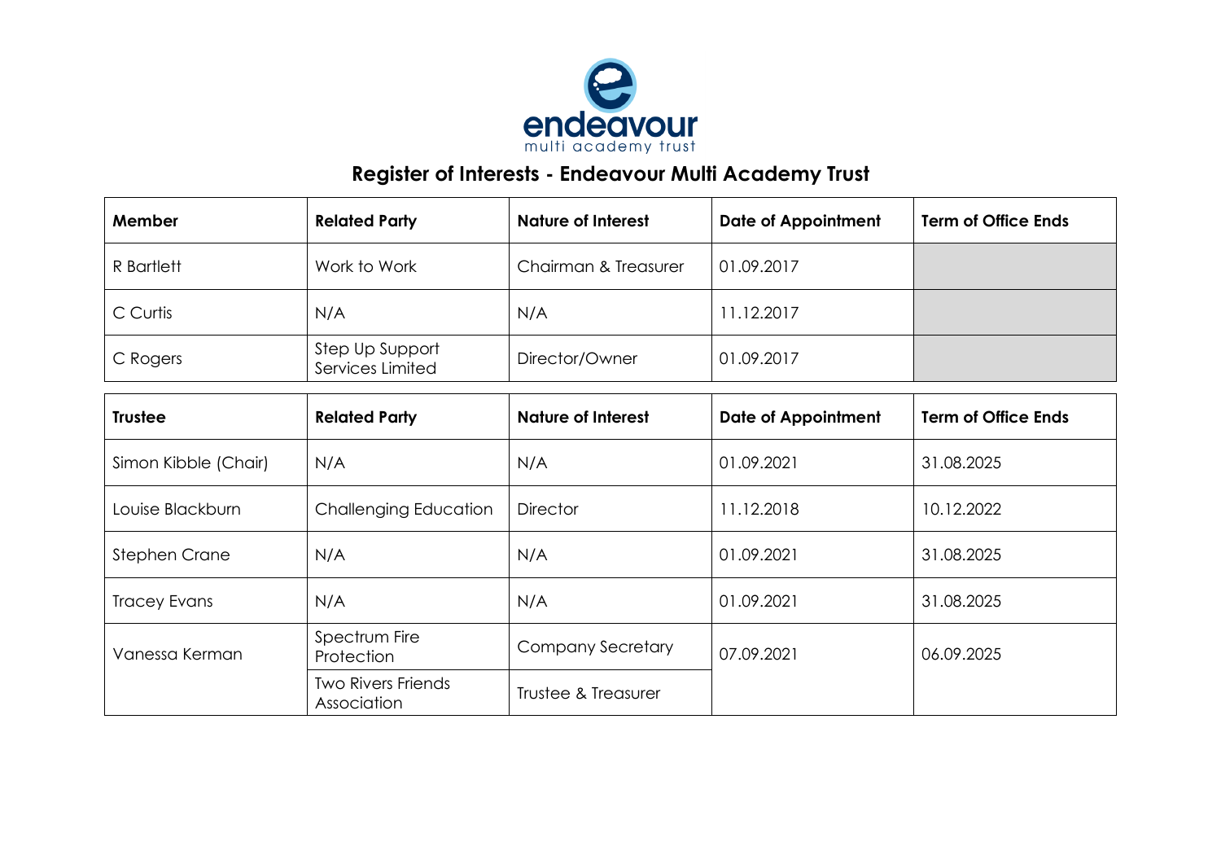# Register of Interests - Endeavour Multi Academy Trust

| Member | Related Party | Nature of Interest | Date of Appointment | Term of Office Ends |
| --- | --- | --- | --- | --- |
| R Bartlett | Work to Work | Chairman & Treasurer | 01.09.2017 | |
| C Curtis | N/A | N/A | 11.12.2017 | |
| C Rogers | Step Up Support Services Limited | Director/Owner | 01.09.2017 | |

| Trustee | Related Party | Nature of Interest | Date of Appointment | Term of Office Ends |
| --- | --- | --- | --- | --- |
| Simon Kibble (Chair) | N/A | N/A | 01.09.2021 | 31.08.2025 |
| Louise Blackburn | Challenging Education | Director | 11.12.2018 | 10.12.2022 |
| Stephen Crane | N/A | N/A | 01.09.2021 | 31.08.2025 |
| Tracey Evans | N/A | N/A | 01.09.2021 | 31.08.2025 |
| Vanessa Kerman | Spectrum Fire Protection | Company Secretary | 07.09.2021 | 06.09.2025 |
| | Two Rivers Friends Association | Trustee & Treasurer | | |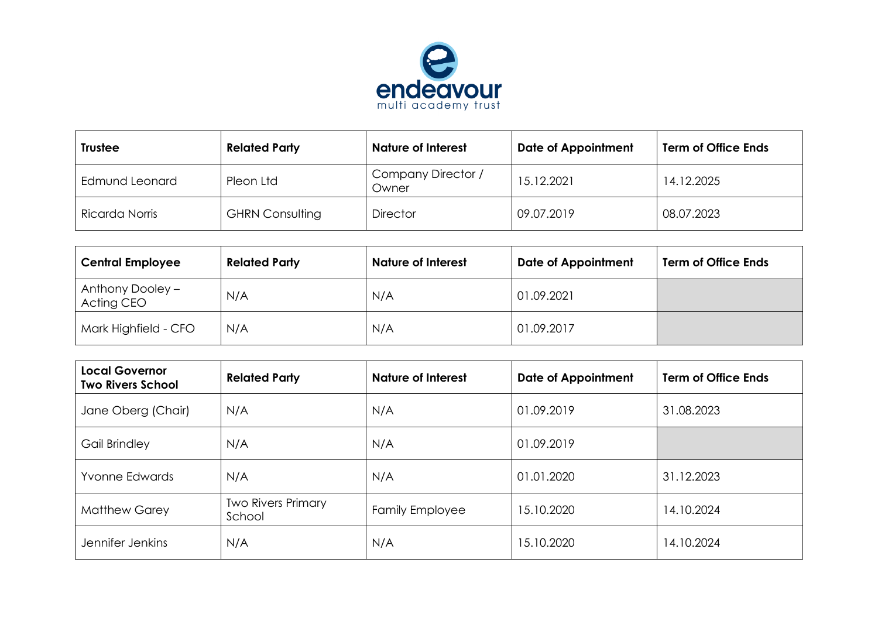| Trustee | Related Party | Nature of Interest | Date of Appointment | Term of Office Ends |
| --- | --- | --- | --- | --- |
| Edmund Leonard | Pleon Ltd | Company Director / Owner | 15.12.2021 | 14.12.2025 |
| Ricarda Norris | GHRN Consulting | Director | 09.07.2019 | 08.07.2023 |

| Central Employee | Related Party | Nature of Interest | Date of Appointment | Term of Office Ends |
| --- | --- | --- | --- | --- |
| Anthony Dooley – Acting CEO | N/A | N/A | 01.09.2021 | |
| Mark Highfield - CFO | N/A | N/A | 01.09.2017 | |

| Local Governor Two Rivers School | Related Party | Nature of Interest | Date of Appointment | Term of Office Ends |
| --- | --- | --- | --- | --- |
| Jane Oberg (Chair) | N/A | N/A | 01.09.2019 | 31.08.2023 |
| Gail Brindley | N/A | N/A | 01.09.2019 | |
| Yvonne Edwards | N/A | N/A | 01.01.2020 | 31.12.2023 |
| Matthew Garey | Two Rivers Primary School | Family Employee | 15.10.2020 | 14.10.2024 |
| Jennifer Jenkins | N/A | N/A | 15.10.2020 | 14.10.2024 |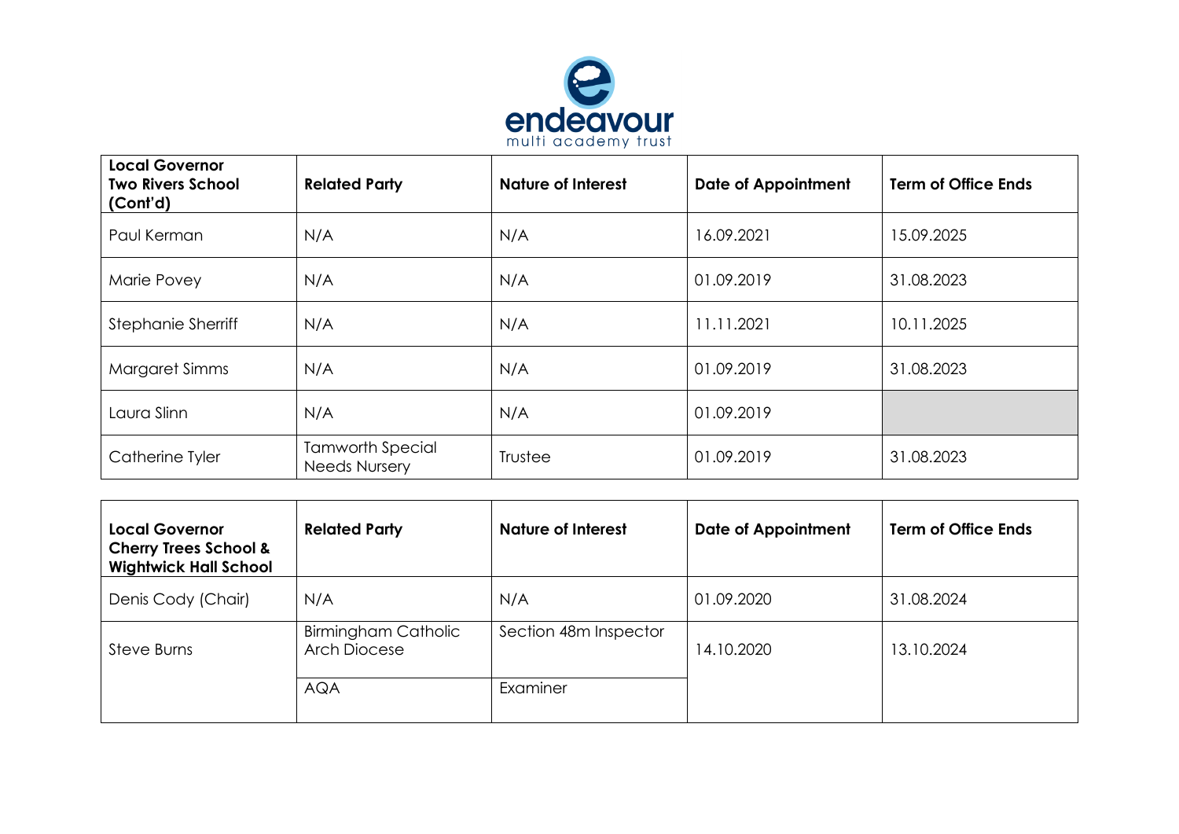| Local Governor Two Rivers School (Cont'd) | Related Party | Nature of Interest | Date of Appointment | Term of Office Ends |
|---|---|---|---|---|
| Paul Kerman | N/A | N/A | 16.09.2021 | 15.09.2025 |
| Marie Povey | N/A | N/A | 01.09.2019 | 31.08.2023 |
| Stephanie Sherriff | N/A | N/A | 11.11.2021 | 10.11.2025 |
| Margaret Simms | N/A | N/A | 01.09.2019 | 31.08.2023 |
| Laura Slinn | N/A | N/A | 01.09.2019 | |
| Catherine Tyler | Tamworth Special Needs Nursery | Trustee | 01.09.2019 | 31.08.2023 |

| Local Governor Cherry Trees School & Wightwick Hall School | Related Party | Nature of Interest | Date of Appointment | Term of Office Ends |
|---|---|---|---|---|
| Denis Cody (Chair) | N/A | N/A | 01.09.2020 | 31.08.2024 |
| Steve Burns | Birmingham Catholic Arch Diocese | Section 48m Inspector | 14.10.2020 | 13.10.2024 |
| | AQA | Examiner | | |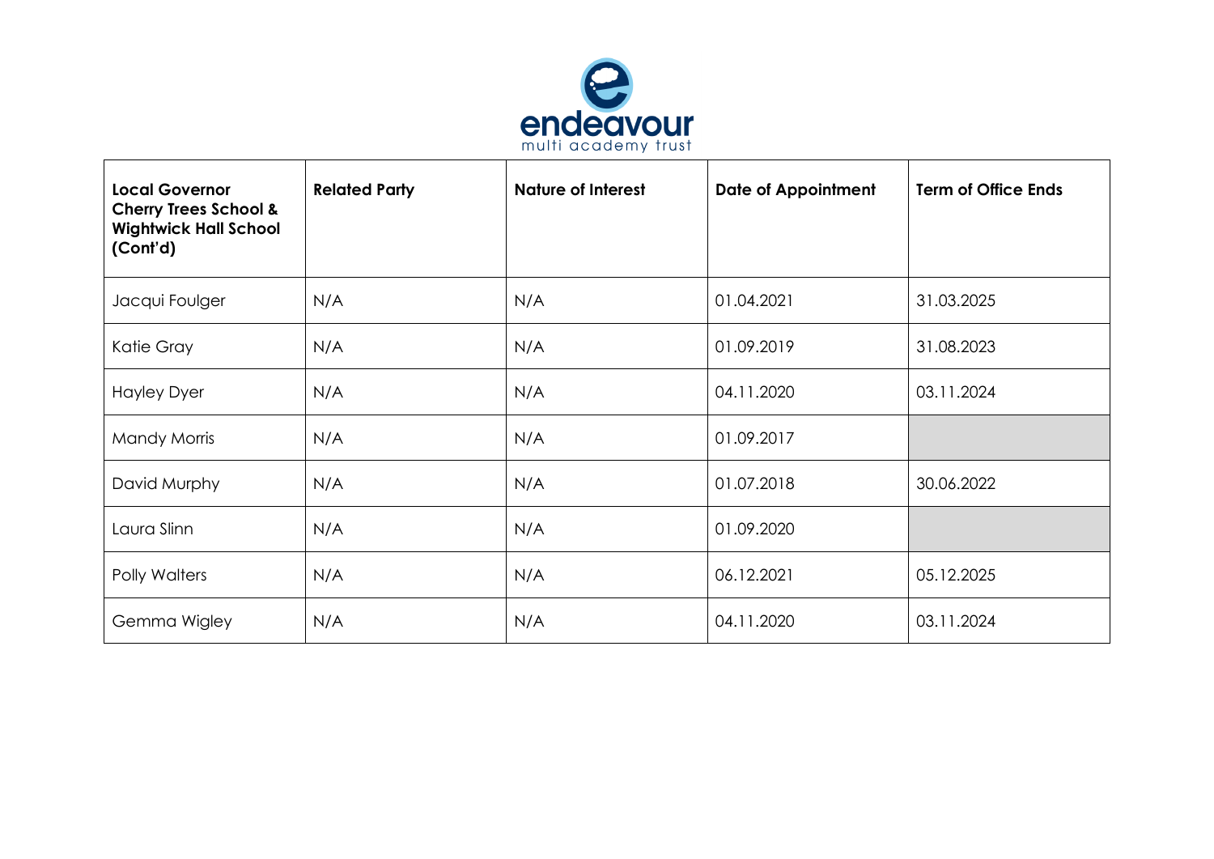| Local Governor Cherry Trees School & Wightwick Hall School (Cont'd) | Related Party | Nature of Interest | Date of Appointment | Term of Office Ends |
|---|---|---|---|---|
| Jacqui Foulger | N/A | N/A | 01.04.2021 | 31.03.2025 |
| Katie Gray | N/A | N/A | 01.09.2019 | 31.08.2023 |
| Hayley Dyer | N/A | N/A | 04.11.2020 | 03.11.2024 |
| Mandy Morris | N/A | N/A | 01.09.2017 | |
| David Murphy | N/A | N/A | 01.07.2018 | 30.06.2022 |
| Laura Slinn | N/A | N/A | 01.09.2020 | |
| Polly Walters | N/A | N/A | 06.12.2021 | 05.12.2025 |
| Gemma Wigley | N/A | N/A | 04.11.2020 | 03.11.2024 |